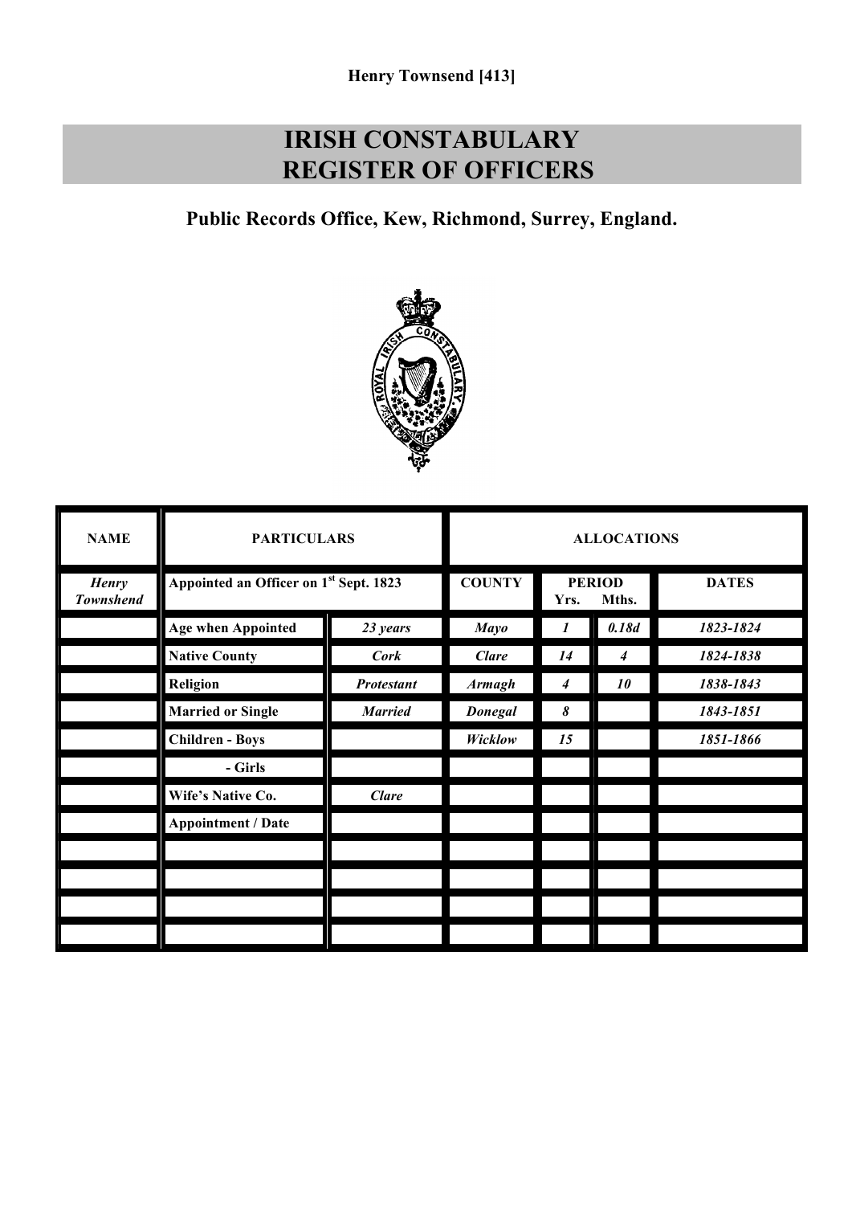**Henry Townsend [413]**

# IRISH CONSTABULARY REGISTER OF OFFICERS

## Public Records Office, Kew, Richmond, Surrey, England.

| NAME | PARTICULARS | | ALLOCATIONS | | | |
|---|---|---|---|---|---|---|
| *Henry Townshend* | Appointed an Officer on 1st Sept. 1823 | | COUNTY | PERIOD Yrs. | Mths. | DATES |
| | Age when Appointed | *23 years* | *Mayo* | *1* | *0.18d* | *1823-1824* |
| | Native County | *Cork* | *Clare* | *14* | *4* | *1824-1838* |
| | Religion | *Protestant* | *Armagh* | *4* | *10* | *1838-1843* |
| | Married or Single | *Married* | *Donegal* | *8* | | *1843-1851* |
| | Children - Boys | | *Wicklow* | *15* | | *1851-1866* |
| | - Girls | | | | | |
| | Wife's Native Co. | *Clare* | | | | |
| | Appointment / Date | | | | | |
| | | | | | | |
| | | | | | | |
| | | | | | | |
| | | | | | | |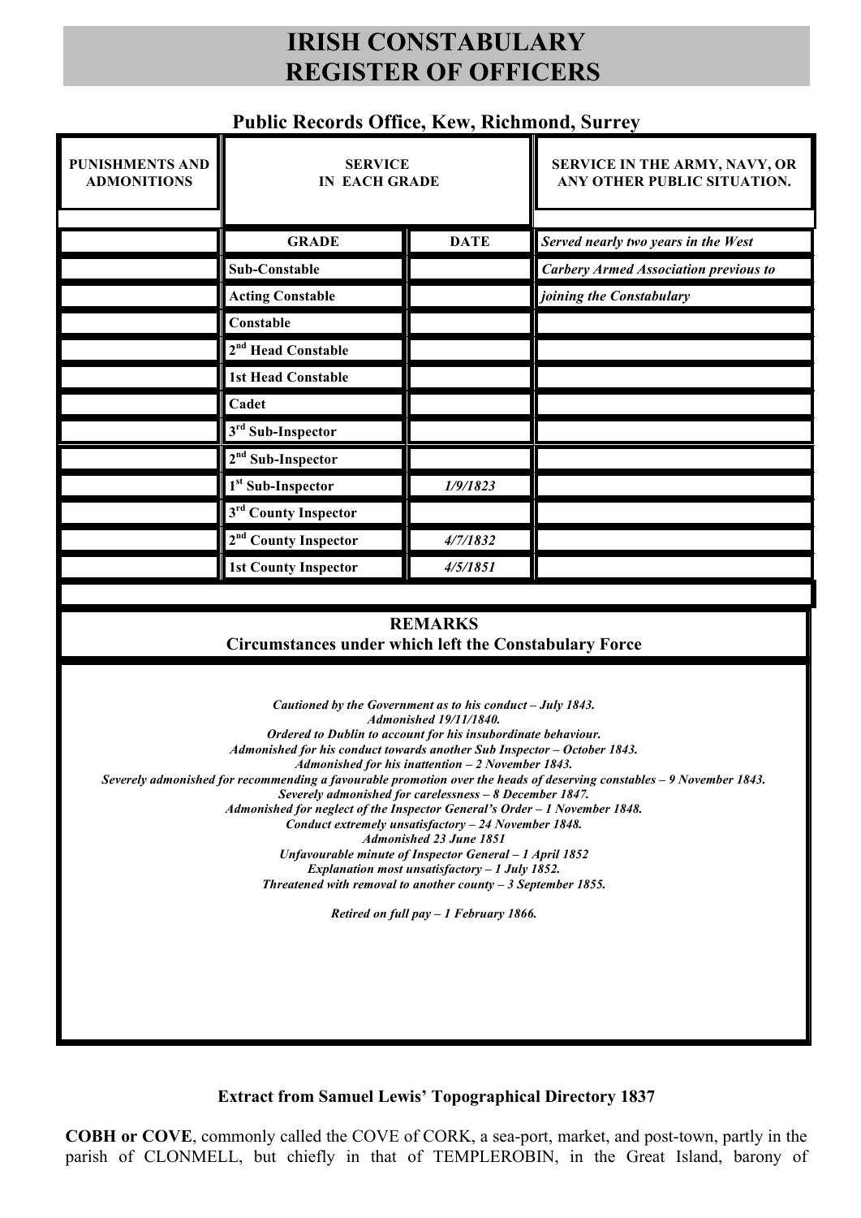# IRISH CONSTABULARY REGISTER OF OFFICERS

### Public Records Office, Kew, Richmond, Surrey

| PUNISHMENTS AND ADMONITIONS | SERVICE IN EACH GRADE | | SERVICE IN THE ARMY, NAVY, OR ANY OTHER PUBLIC SITUATION. |
|---|---|---|---|
| | **GRADE** | **DATE** | ***Served nearly two years in the West*** |
| | **Sub-Constable** | | ***Carbery Armed Association previous to*** |
| | **Acting Constable** | | ***joining the Constabulary*** |
| | **Constable** | | |
| | **2nd Head Constable** | | |
| | **1st Head Constable** | | |
| | **Cadet** | | |
| | **3rd Sub-Inspector** | | |
| | **2nd Sub-Inspector** | | |
| | **1st Sub-Inspector** | ***1/9/1823*** | |
| | **3rd County Inspector** | | |
| | **2nd County Inspector** | ***4/7/1832*** | |
| | **1st County Inspector** | ***4/5/1851*** | |

**REMARKS**
**Circumstances under which left the Constabulary Force**

***Cautioned by the Government as to his conduct – July 1843.***
***Admonished 19/11/1840.***
***Ordered to Dublin to account for his insubordinate behaviour.***
***Admonished for his conduct towards another Sub Inspector – October 1843.***
***Admonished for his inattention – 2 November 1843.***
***Severely admonished for recommending a favourable promotion over the heads of deserving constables – 9 November 1843.***
***Severely admonished for carelessness – 8 December 1847.***
***Admonished for neglect of the Inspector General's Order – 1 November 1848.***
***Conduct extremely unsatisfactory – 24 November 1848.***
***Admonished 23 June 1851***
***Unfavourable minute of Inspector General – 1 April 1852***
***Explanation most unsatisfactory – 1 July 1852.***
***Threatened with removal to another county – 3 September 1855.***

***Retired on full pay – 1 February 1866.***

### Extract from Samuel Lewis' Topographical Directory 1837

**COBH or COVE**, commonly called the COVE of CORK, a sea-port, market, and post-town, partly in the parish of CLONMELL, but chiefly in that of TEMPLEROBIN, in the Great Island, barony of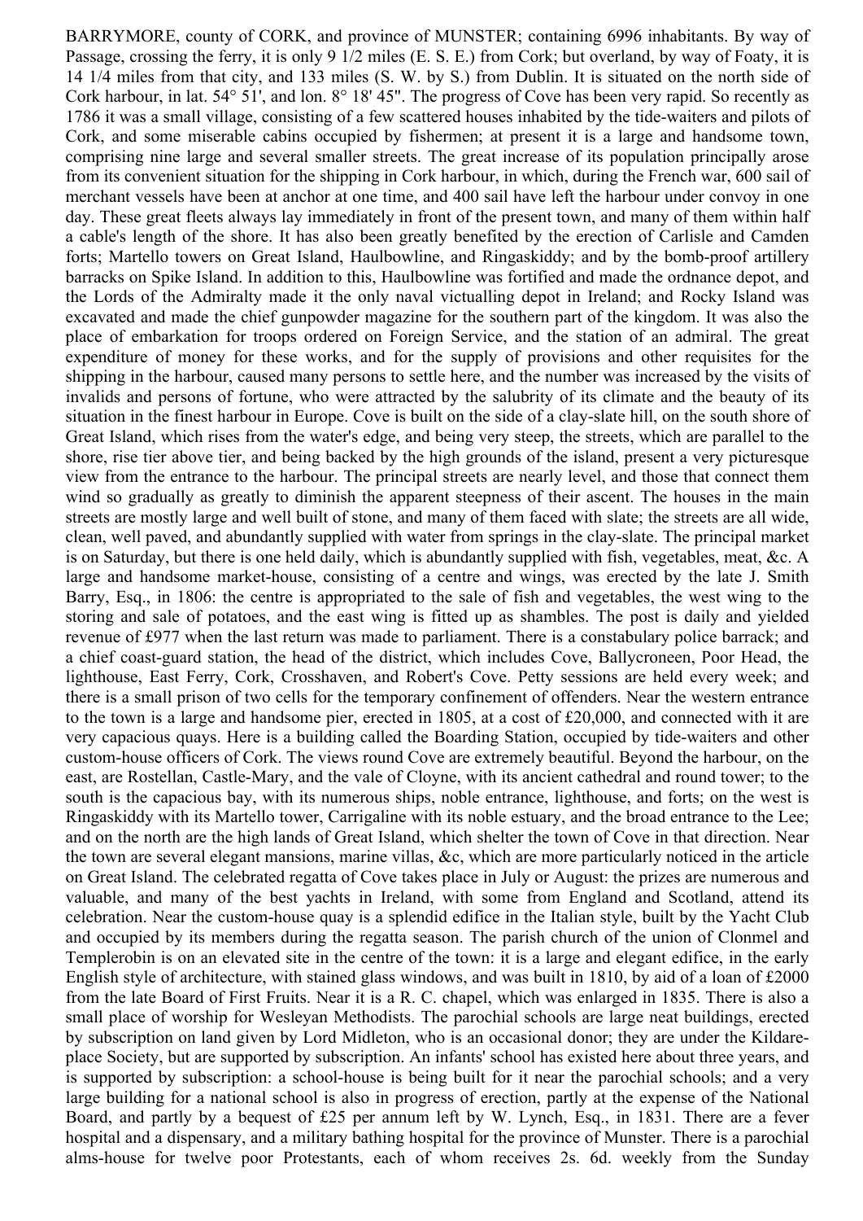BARRYMORE, county of CORK, and province of MUNSTER; containing 6996 inhabitants. By way of Passage, crossing the ferry, it is only 9 1/2 miles (E. S. E.) from Cork; but overland, by way of Foaty, it is 14 1/4 miles from that city, and 133 miles (S. W. by S.) from Dublin. It is situated on the north side of Cork harbour, in lat. 54° 51', and lon. 8° 18' 45". The progress of Cove has been very rapid. So recently as 1786 it was a small village, consisting of a few scattered houses inhabited by the tide-waiters and pilots of Cork, and some miserable cabins occupied by fishermen; at present it is a large and handsome town, comprising nine large and several smaller streets. The great increase of its population principally arose from its convenient situation for the shipping in Cork harbour, in which, during the French war, 600 sail of merchant vessels have been at anchor at one time, and 400 sail have left the harbour under convoy in one day. These great fleets always lay immediately in front of the present town, and many of them within half a cable's length of the shore. It has also been greatly benefited by the erection of Carlisle and Camden forts; Martello towers on Great Island, Haulbowline, and Ringaskiddy; and by the bomb-proof artillery barracks on Spike Island. In addition to this, Haulbowline was fortified and made the ordnance depot, and the Lords of the Admiralty made it the only naval victualling depot in Ireland; and Rocky Island was excavated and made the chief gunpowder magazine for the southern part of the kingdom. It was also the place of embarkation for troops ordered on Foreign Service, and the station of an admiral. The great expenditure of money for these works, and for the supply of provisions and other requisites for the shipping in the harbour, caused many persons to settle here, and the number was increased by the visits of invalids and persons of fortune, who were attracted by the salubrity of its climate and the beauty of its situation in the finest harbour in Europe. Cove is built on the side of a clay-slate hill, on the south shore of Great Island, which rises from the water's edge, and being very steep, the streets, which are parallel to the shore, rise tier above tier, and being backed by the high grounds of the island, present a very picturesque view from the entrance to the harbour. The principal streets are nearly level, and those that connect them wind so gradually as greatly to diminish the apparent steepness of their ascent. The houses in the main streets are mostly large and well built of stone, and many of them faced with slate; the streets are all wide, clean, well paved, and abundantly supplied with water from springs in the clay-slate. The principal market is on Saturday, but there is one held daily, which is abundantly supplied with fish, vegetables, meat, &c. A large and handsome market-house, consisting of a centre and wings, was erected by the late J. Smith Barry, Esq., in 1806: the centre is appropriated to the sale of fish and vegetables, the west wing to the storing and sale of potatoes, and the east wing is fitted up as shambles. The post is daily and yielded revenue of £977 when the last return was made to parliament. There is a constabulary police barrack; and a chief coast-guard station, the head of the district, which includes Cove, Ballycroneen, Poor Head, the lighthouse, East Ferry, Cork, Crosshaven, and Robert's Cove. Petty sessions are held every week; and there is a small prison of two cells for the temporary confinement of offenders. Near the western entrance to the town is a large and handsome pier, erected in 1805, at a cost of £20,000, and connected with it are very capacious quays. Here is a building called the Boarding Station, occupied by tide-waiters and other custom-house officers of Cork. The views round Cove are extremely beautiful. Beyond the harbour, on the east, are Rostellan, Castle-Mary, and the vale of Cloyne, with its ancient cathedral and round tower; to the south is the capacious bay, with its numerous ships, noble entrance, lighthouse, and forts; on the west is Ringaskiddy with its Martello tower, Carrigaline with its noble estuary, and the broad entrance to the Lee; and on the north are the high lands of Great Island, which shelter the town of Cove in that direction. Near the town are several elegant mansions, marine villas, &c, which are more particularly noticed in the article on Great Island. The celebrated regatta of Cove takes place in July or August: the prizes are numerous and valuable, and many of the best yachts in Ireland, with some from England and Scotland, attend its celebration. Near the custom-house quay is a splendid edifice in the Italian style, built by the Yacht Club and occupied by its members during the regatta season. The parish church of the union of Clonmel and Templerobin is on an elevated site in the centre of the town: it is a large and elegant edifice, in the early English style of architecture, with stained glass windows, and was built in 1810, by aid of a loan of £2000 from the late Board of First Fruits. Near it is a R. C. chapel, which was enlarged in 1835. There is also a small place of worship for Wesleyan Methodists. The parochial schools are large neat buildings, erected by subscription on land given by Lord Midleton, who is an occasional donor; they are under the Kildare-place Society, but are supported by subscription. An infants' school has existed here about three years, and is supported by subscription: a school-house is being built for it near the parochial schools; and a very large building for a national school is also in progress of erection, partly at the expense of the National Board, and partly by a bequest of £25 per annum left by W. Lynch, Esq., in 1831. There are a fever hospital and a dispensary, and a military bathing hospital for the province of Munster. There is a parochial alms-house for twelve poor Protestants, each of whom receives 2s. 6d. weekly from the Sunday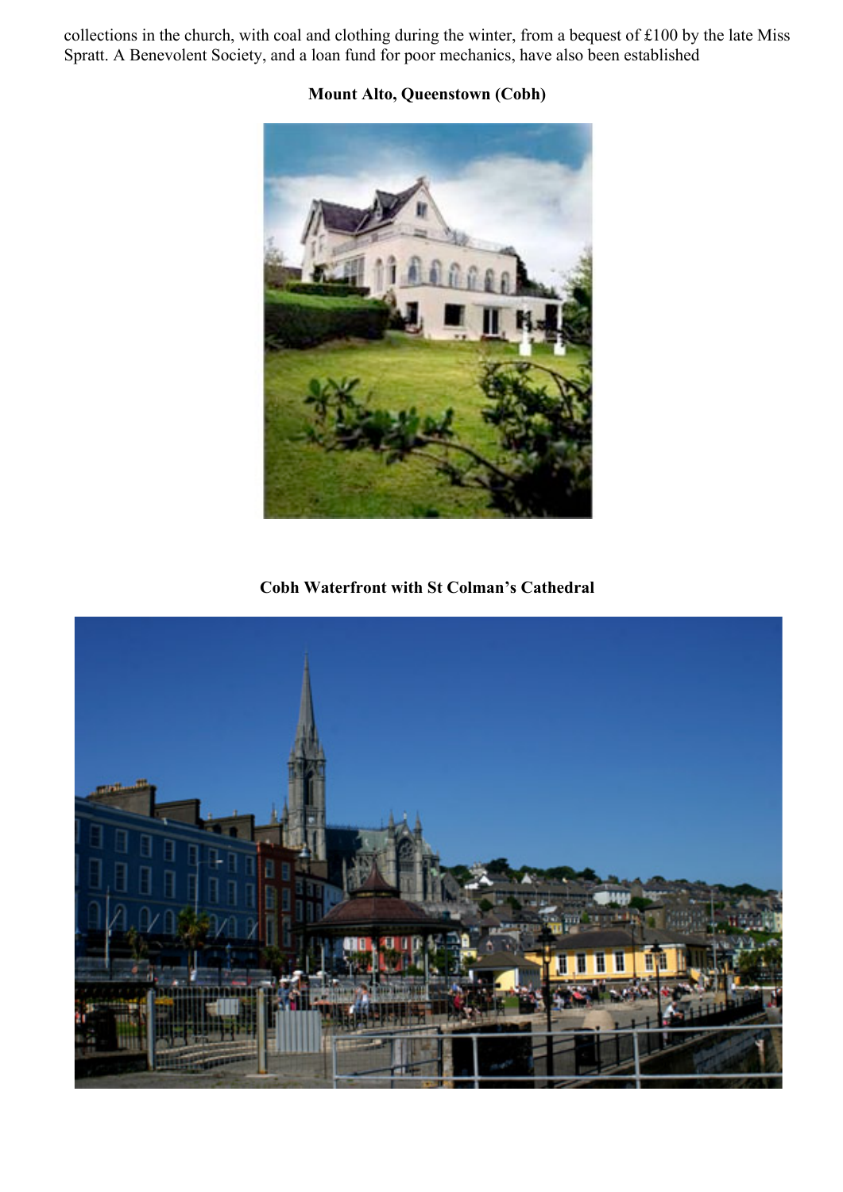collections in the church, with coal and clothing during the winter, from a bequest of £100 by the late Miss Spratt. A Benevolent Society, and a loan fund for poor mechanics, have also been established

**Mount Alto, Queenstown (Cobh)**

**Cobh Waterfront with St Colman's Cathedral**